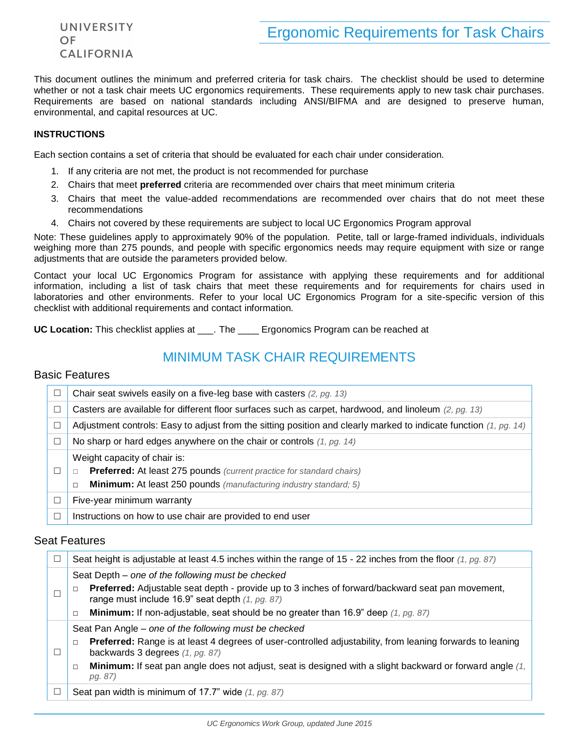UNIVERSITY OF CALIFORNIA

# Ergonomic Requirements for Task Chairs

This document outlines the minimum and preferred criteria for task chairs. The checklist should be used to determine whether or not a task chair meets UC ergonomics requirements. These requirements apply to new task chair purchases. Requirements are based on national standards including ANSI/BIFMA and are designed to preserve human, environmental, and capital resources at UC.

**INSTRUCTIONS**

Each section contains a set of criteria that should be evaluated for each chair under consideration.

1. If any criteria are not met, the product is not recommended for purchase
2. Chairs that meet **preferred** criteria are recommended over chairs that meet minimum criteria
3. Chairs that meet the value-added recommendations are recommended over chairs that do not meet these recommendations
4. Chairs not covered by these requirements are subject to local UC Ergonomics Program approval

Note: These guidelines apply to approximately 90% of the population. Petite, tall or large-framed individuals, individuals weighing more than 275 pounds, and people with specific ergonomics needs may require equipment with size or range adjustments that are outside the parameters provided below.

Contact your local UC Ergonomics Program for assistance with applying these requirements and for additional information, including a list of task chairs that meet these requirements and for requirements for chairs used in laboratories and other environments. Refer to your local UC Ergonomics Program for a site-specific version of this checklist with additional requirements and contact information.

**UC Location:** This checklist applies at ___. The ____ Ergonomics Program can be reached at

## MINIMUM TASK CHAIR REQUIREMENTS

### Basic Features

| | |
|---|---|
| ☐ | Chair seat swivels easily on a five-leg base with casters *(2, pg. 13)* |
| ☐ | Casters are available for different floor surfaces such as carpet, hardwood, and linoleum *(2, pg. 13)* |
| ☐ | Adjustment controls: Easy to adjust from the sitting position and clearly marked to indicate function *(1, pg. 14)* |
| ☐ | No sharp or hard edges anywhere on the chair or controls *(1, pg. 14)* |
| ☐ | Weight capacity of chair is:<br>□ **Preferred:** At least 275 pounds *(current practice for standard chairs)*<br>□ **Minimum:** At least 250 pounds *(manufacturing industry standard; 5)* |
| ☐ | Five-year minimum warranty |
| ☐ | Instructions on how to use chair are provided to end user |

### Seat Features

| | |
|---|---|
| ☐ | Seat height is adjustable at least 4.5 inches within the range of 15 - 22 inches from the floor *(1, pg. 87)* |
| ☐ | Seat Depth – *one of the following must be checked*<br>□ **Preferred:** Adjustable seat depth - provide up to 3 inches of forward/backward seat pan movement, range must include 16.9" seat depth *(1, pg. 87)*<br>□ **Minimum:** If non-adjustable, seat should be no greater than 16.9" deep *(1, pg. 87)* |
| ☐ | Seat Pan Angle – *one of the following must be checked*<br>□ **Preferred:** Range is at least 4 degrees of user-controlled adjustability, from leaning forwards to leaning backwards 3 degrees *(1, pg. 87)*<br>□ **Minimum:** If seat pan angle does not adjust, seat is designed with a slight backward or forward angle *(1, pg. 87)* |
| ☐ | Seat pan width is minimum of 17.7" wide *(1, pg. 87)* |

*UC Ergonomics Work Group, updated June 2015*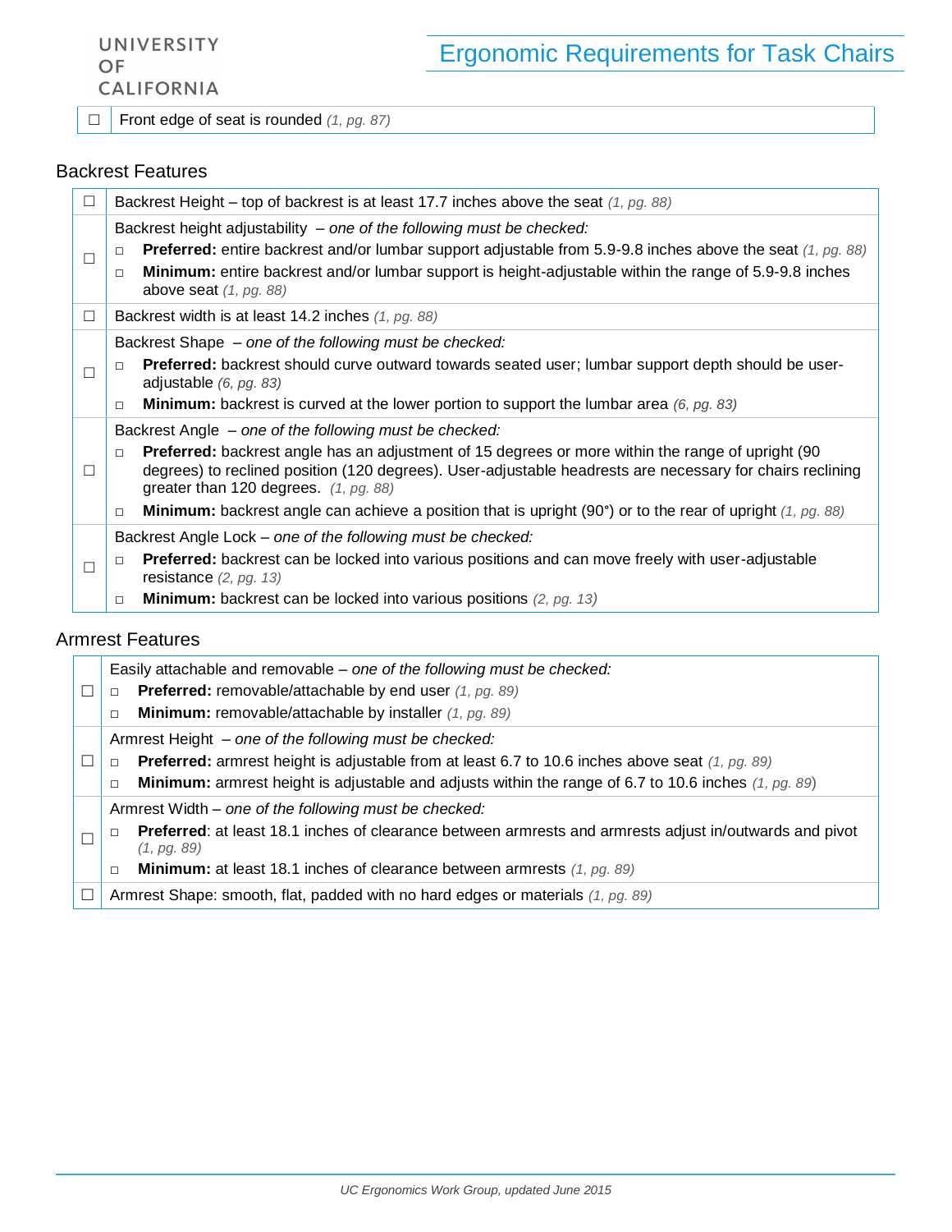| ☐ | Front edge of seat is rounded *(1, pg. 87)* |
|---|---|

## Backrest Features

| ☐ | Backrest Height – top of backrest is at least 17.7 inches above the seat *(1, pg. 88)* |
|---|---|
| ☐ | Backrest height adjustability – *one of the following must be checked:*<br>▫ **Preferred:** entire backrest and/or lumbar support adjustable from 5.9-9.8 inches above the seat *(1, pg. 88)*<br>▫ **Minimum:** entire backrest and/or lumbar support is height-adjustable within the range of 5.9-9.8 inches above seat *(1, pg. 88)* |
| ☐ | Backrest width is at least 14.2 inches *(1, pg. 88)* |
| ☐ | Backrest Shape – *one of the following must be checked:*<br>▫ **Preferred:** backrest should curve outward towards seated user; lumbar support depth should be user-adjustable *(6, pg. 83)*<br>▫ **Minimum:** backrest is curved at the lower portion to support the lumbar area *(6, pg. 83)* |
| ☐ | Backrest Angle – *one of the following must be checked:*<br>▫ **Preferred:** backrest angle has an adjustment of 15 degrees or more within the range of upright (90 degrees) to reclined position (120 degrees). User-adjustable headrests are necessary for chairs reclining greater than 120 degrees. *(1, pg. 88)*<br>▫ **Minimum:** backrest angle can achieve a position that is upright (90°) or to the rear of upright *(1, pg. 88)* |
| ☐ | Backrest Angle Lock – *one of the following must be checked:*<br>▫ **Preferred:** backrest can be locked into various positions and can move freely with user-adjustable resistance *(2, pg. 13)*<br>▫ **Minimum:** backrest can be locked into various positions *(2, pg. 13)* |

## Armrest Features

| ☐ | Easily attachable and removable – *one of the following must be checked:*<br>▫ **Preferred:** removable/attachable by end user *(1, pg. 89)*<br>▫ **Minimum:** removable/attachable by installer *(1, pg. 89)* |
|---|---|
| ☐ | Armrest Height – *one of the following must be checked:*<br>▫ **Preferred:** armrest height is adjustable from at least 6.7 to 10.6 inches above seat *(1, pg. 89)*<br>▫ **Minimum:** armrest height is adjustable and adjusts within the range of 6.7 to 10.6 inches *(1, pg. 89)* |
| ☐ | Armrest Width – *one of the following must be checked:*<br>▫ **Preferred**: at least 18.1 inches of clearance between armrests and armrests adjust in/outwards and pivot *(1, pg. 89)*<br>▫ **Minimum:** at least 18.1 inches of clearance between armrests *(1, pg. 89)* |
| ☐ | Armrest Shape: smooth, flat, padded with no hard edges or materials *(1, pg. 89)* |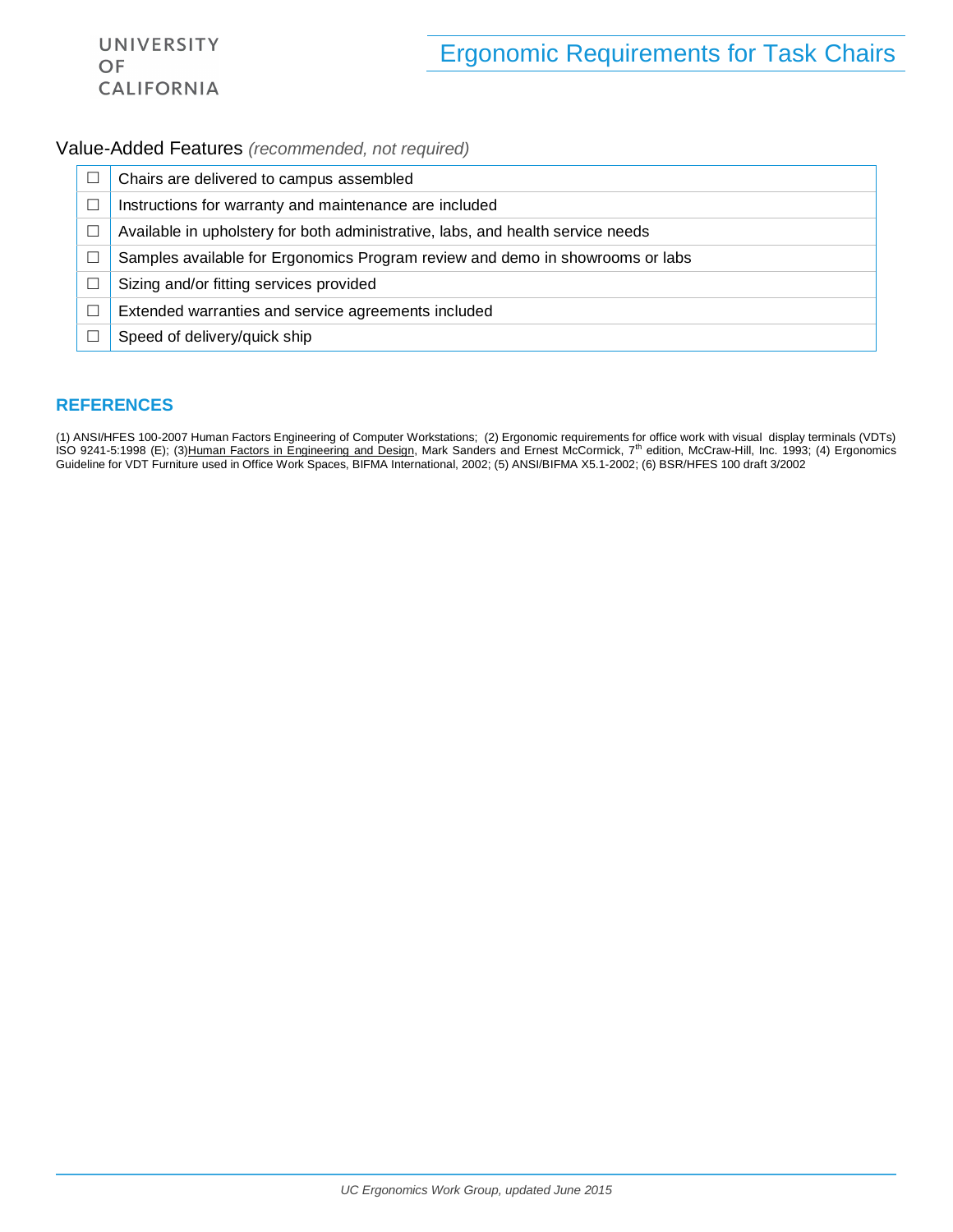## Value-Added Features *(recommended, not required)*

| | |
|---|---|
| ☐ | Chairs are delivered to campus assembled |
| ☐ | Instructions for warranty and maintenance are included |
| ☐ | Available in upholstery for both administrative, labs, and health service needs |
| ☐ | Samples available for Ergonomics Program review and demo in showrooms or labs |
| ☐ | Sizing and/or fitting services provided |
| ☐ | Extended warranties and service agreements included |
| ☐ | Speed of delivery/quick ship |

## REFERENCES

(1) ANSI/HFES 100-2007 Human Factors Engineering of Computer Workstations; (2) Ergonomic requirements for office work with visual display terminals (VDTs) ISO 9241-5:1998 (E); (3)Human Factors in Engineering and Design, Mark Sanders and Ernest McCormick, 7th edition, McCraw-Hill, Inc. 1993; (4) Ergonomics Guideline for VDT Furniture used in Office Work Spaces, BIFMA International, 2002; (5) ANSI/BIFMA X5.1-2002; (6) BSR/HFES 100 draft 3/2002